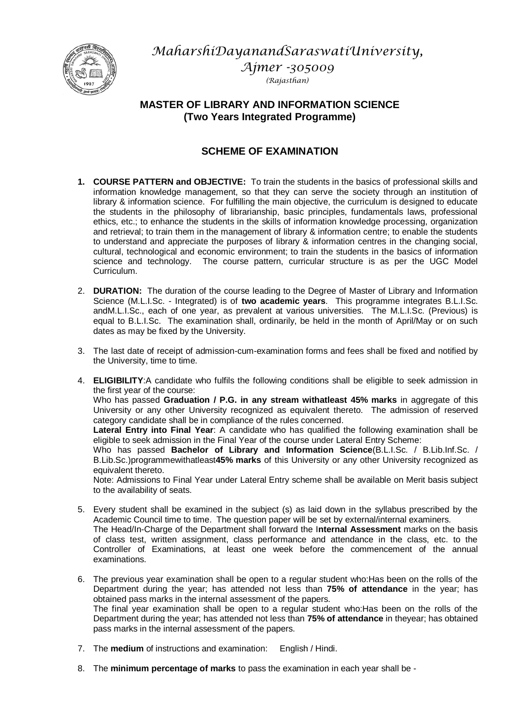*MaharshiDayanandSaraswatiUniversity,*
*Ajmer -305009*
*(Rajasthan)*

## MASTER OF LIBRARY AND INFORMATION SCIENCE
## (Two Years Integrated Programme)

## SCHEME OF EXAMINATION

1. **COURSE PATTERN and OBJECTIVE:** To train the students in the basics of professional skills and information knowledge management, so that they can serve the society through an institution of library & information science. For fulfilling the main objective, the curriculum is designed to educate the students in the philosophy of librarianship, basic principles, fundamentals laws, professional ethics, etc.; to enhance the students in the skills of information knowledge processing, organization and retrieval; to train them in the management of library & information centre; to enable the students to understand and appreciate the purposes of library & information centres in the changing social, cultural, technological and economic environment; to train the students in the basics of information science and technology. The course pattern, curricular structure is as per the UGC Model Curriculum.

2. **DURATION:** The duration of the course leading to the Degree of Master of Library and Information Science (M.L.I.Sc. - Integrated) is of **two academic years**. This programme integrates B.L.I.Sc. andM.L.I.Sc., each of one year, as prevalent at various universities. The M.L.I.Sc. (Previous) is equal to B.L.I.Sc. The examination shall, ordinarily, be held in the month of April/May or on such dates as may be fixed by the University.

3. The last date of receipt of admission-cum-examination forms and fees shall be fixed and notified by the University, time to time.

4. **ELIGIBILITY**:A candidate who fulfils the following conditions shall be eligible to seek admission in the first year of the course:
   Who has passed **Graduation / P.G. in any stream withatleast 45% marks** in aggregate of this University or any other University recognized as equivalent thereto. The admission of reserved category candidate shall be in compliance of the rules concerned.
   **Lateral Entry into Final Year**: A candidate who has qualified the following examination shall be eligible to seek admission in the Final Year of the course under Lateral Entry Scheme:
   Who has passed **Bachelor of Library and Information Science**(B.L.I.Sc. / B.Lib.Inf.Sc. / B.Lib.Sc.)programmewithatleast**45% marks** of this University or any other University recognized as equivalent thereto.
   Note: Admissions to Final Year under Lateral Entry scheme shall be available on Merit basis subject to the availability of seats.

5. Every student shall be examined in the subject (s) as laid down in the syllabus prescribed by the Academic Council time to time. The question paper will be set by external/internal examiners.
   The Head/In-Charge of the Department shall forward the I**nternal Assessment** marks on the basis of class test, written assignment, class performance and attendance in the class, etc. to the Controller of Examinations, at least one week before the commencement of the annual examinations.

6. The previous year examination shall be open to a regular student who:Has been on the rolls of the Department during the year; has attended not less than **75% of attendance** in the year; has obtained pass marks in the internal assessment of the papers.
   The final year examination shall be open to a regular student who:Has been on the rolls of the Department during the year; has attended not less than **75% of attendance** in theyear; has obtained pass marks in the internal assessment of the papers.

7. The **medium** of instructions and examination: English / Hindi.

8. The **minimum percentage of marks** to pass the examination in each year shall be -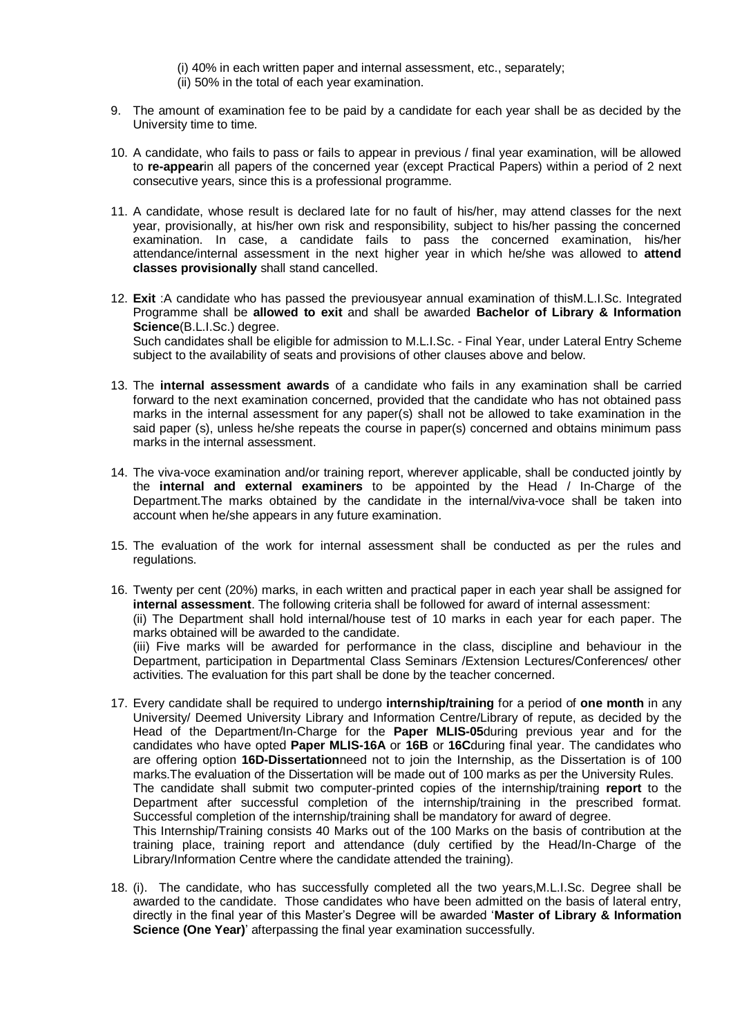(i) 40% in each written paper and internal assessment, etc., separately;
(ii) 50% in the total of each year examination.

9. The amount of examination fee to be paid by a candidate for each year shall be as decided by the University time to time.

10. A candidate, who fails to pass or fails to appear in previous / final year examination, will be allowed to **re-appear**in all papers of the concerned year (except Practical Papers) within a period of 2 next consecutive years, since this is a professional programme.

11. A candidate, whose result is declared late for no fault of his/her, may attend classes for the next year, provisionally, at his/her own risk and responsibility, subject to his/her passing the concerned examination. In case, a candidate fails to pass the concerned examination, his/her attendance/internal assessment in the next higher year in which he/she was allowed to **attend classes provisionally** shall stand cancelled.

12. **Exit** :A candidate who has passed the previousyear annual examination of thisM.L.I.Sc. Integrated Programme shall be **allowed to exit** and shall be awarded **Bachelor of Library & Information Science**(B.L.I.Sc.) degree.
Such candidates shall be eligible for admission to M.L.I.Sc. - Final Year, under Lateral Entry Scheme subject to the availability of seats and provisions of other clauses above and below.

13. The **internal assessment awards** of a candidate who fails in any examination shall be carried forward to the next examination concerned, provided that the candidate who has not obtained pass marks in the internal assessment for any paper(s) shall not be allowed to take examination in the said paper (s), unless he/she repeats the course in paper(s) concerned and obtains minimum pass marks in the internal assessment.

14. The viva-voce examination and/or training report, wherever applicable, shall be conducted jointly by the **internal and external examiners** to be appointed by the Head / In-Charge of the Department.The marks obtained by the candidate in the internal/viva-voce shall be taken into account when he/she appears in any future examination.

15. The evaluation of the work for internal assessment shall be conducted as per the rules and regulations.

16. Twenty per cent (20%) marks, in each written and practical paper in each year shall be assigned for **internal assessment**. The following criteria shall be followed for award of internal assessment:
(ii) The Department shall hold internal/house test of 10 marks in each year for each paper. The marks obtained will be awarded to the candidate.
(iii) Five marks will be awarded for performance in the class, discipline and behaviour in the Department, participation in Departmental Class Seminars /Extension Lectures/Conferences/ other activities. The evaluation for this part shall be done by the teacher concerned.

17. Every candidate shall be required to undergo **internship/training** for a period of **one month** in any University/ Deemed University Library and Information Centre/Library of repute, as decided by the Head of the Department/In-Charge for the **Paper MLIS-05**during previous year and for the candidates who have opted **Paper MLIS-16A** or **16B** or **16C**during final year. The candidates who are offering option **16D-Dissertation**need not to join the Internship, as the Dissertation is of 100 marks.The evaluation of the Dissertation will be made out of 100 marks as per the University Rules.
The candidate shall submit two computer-printed copies of the internship/training **report** to the Department after successful completion of the internship/training in the prescribed format. Successful completion of the internship/training shall be mandatory for award of degree.
This Internship/Training consists 40 Marks out of the 100 Marks on the basis of contribution at the training place, training report and attendance (duly certified by the Head/In-Charge of the Library/Information Centre where the candidate attended the training).

18. (i). The candidate, who has successfully completed all the two years,M.L.I.Sc. Degree shall be awarded to the candidate. Those candidates who have been admitted on the basis of lateral entry, directly in the final year of this Master's Degree will be awarded '**Master of Library & Information Science (One Year)**' afterpassing the final year examination successfully.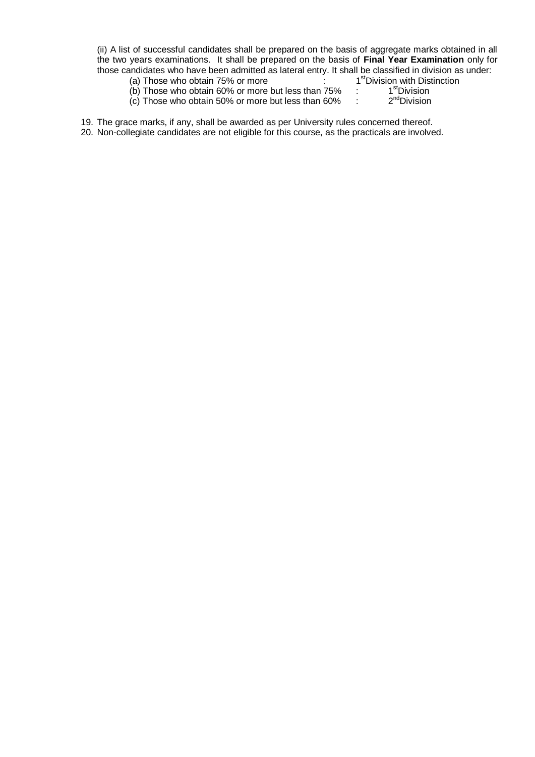(ii) A list of successful candidates shall be prepared on the basis of aggregate marks obtained in all the two years examinations. It shall be prepared on the basis of **Final Year Examination** only for those candidates who have been admitted as lateral entry. It shall be classified in division as under:

(a) Those who obtain 75% or more : 1st Division with Distinction

(b) Those who obtain 60% or more but less than 75% : 1st Division

(c) Those who obtain 50% or more but less than 60% : 2nd Division

19. The grace marks, if any, shall be awarded as per University rules concerned thereof.
20. Non-collegiate candidates are not eligible for this course, as the practicals are involved.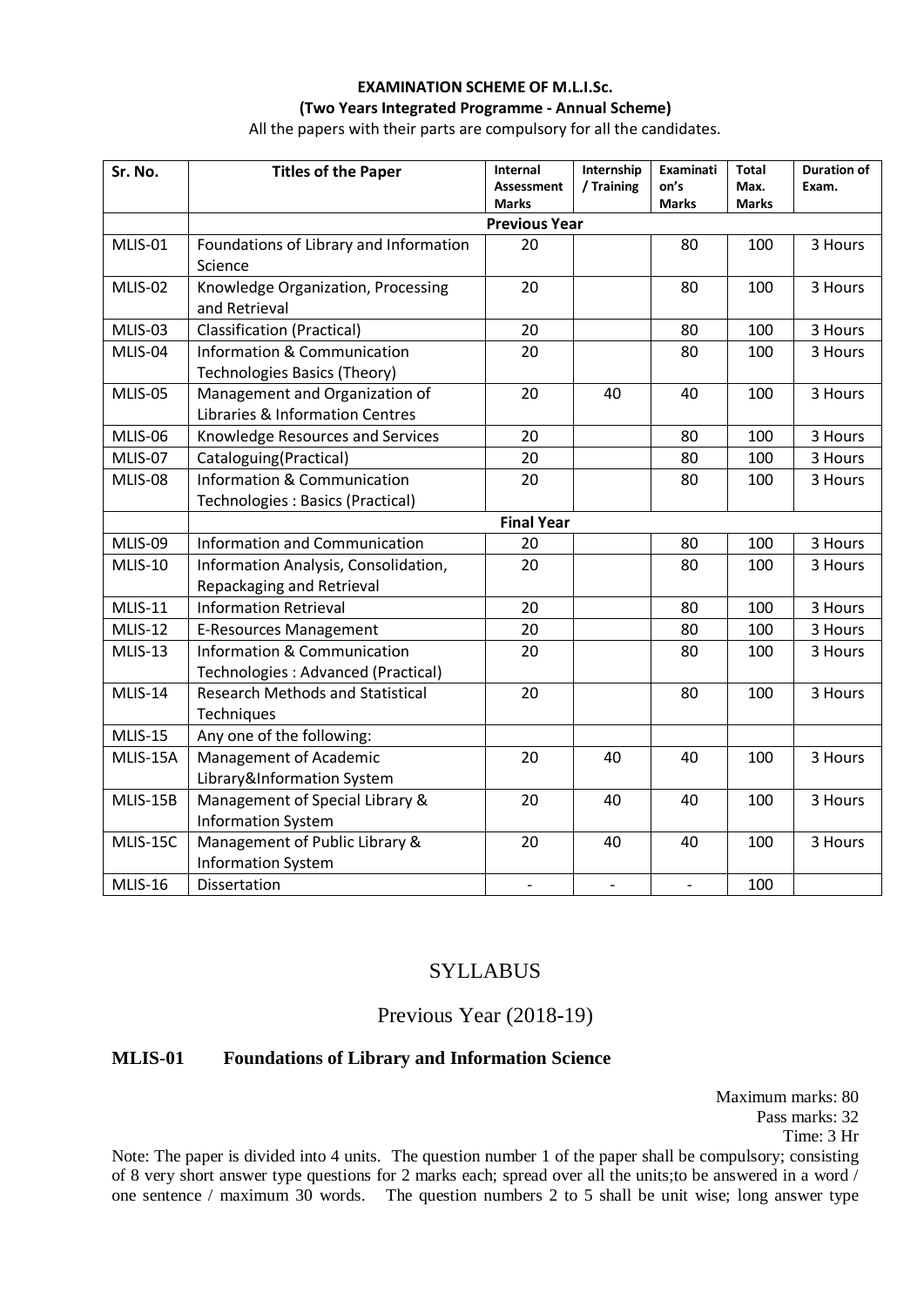**EXAMINATION SCHEME OF M.L.I.Sc.**
**(Two Years Integrated Programme - Annual Scheme)**

All the papers with their parts are compulsory for all the candidates.

| Sr. No. | Titles of the Paper | Internal Assessment Marks | Internship / Training | Examination's Marks | Total Max. Marks | Duration of Exam. |
|---|---|---|---|---|---|---|
| | **Previous Year** | | | | | |
| MLIS-01 | Foundations of Library and Information Science | 20 | | 80 | 100 | 3 Hours |
| MLIS-02 | Knowledge Organization, Processing and Retrieval | 20 | | 80 | 100 | 3 Hours |
| MLIS-03 | Classification (Practical) | 20 | | 80 | 100 | 3 Hours |
| MLIS-04 | Information & Communication Technologies Basics (Theory) | 20 | | 80 | 100 | 3 Hours |
| MLIS-05 | Management and Organization of Libraries & Information Centres | 20 | 40 | 40 | 100 | 3 Hours |
| MLIS-06 | Knowledge Resources and Services | 20 | | 80 | 100 | 3 Hours |
| MLIS-07 | Cataloguing(Practical) | 20 | | 80 | 100 | 3 Hours |
| MLIS-08 | Information & Communication Technologies : Basics (Practical) | 20 | | 80 | 100 | 3 Hours |
| | **Final Year** | | | | | |
| MLIS-09 | Information and Communication | 20 | | 80 | 100 | 3 Hours |
| MLIS-10 | Information Analysis, Consolidation, Repackaging and Retrieval | 20 | | 80 | 100 | 3 Hours |
| MLIS-11 | Information Retrieval | 20 | | 80 | 100 | 3 Hours |
| MLIS-12 | E-Resources Management | 20 | | 80 | 100 | 3 Hours |
| MLIS-13 | Information & Communication Technologies : Advanced (Practical) | 20 | | 80 | 100 | 3 Hours |
| MLIS-14 | Research Methods and Statistical Techniques | 20 | | 80 | 100 | 3 Hours |
| MLIS-15 | Any one of the following: | | | | | |
| MLIS-15A | Management of Academic Library&Information System | 20 | 40 | 40 | 100 | 3 Hours |
| MLIS-15B | Management of Special Library & Information System | 20 | 40 | 40 | 100 | 3 Hours |
| MLIS-15C | Management of Public Library & Information System | 20 | 40 | 40 | 100 | 3 Hours |
| MLIS-16 | Dissertation | - | - | - | 100 | |

# SYLLABUS

## Previous Year (2018-19)

### MLIS-01 Foundations of Library and Information Science

Maximum marks: 80
Pass marks: 32
Time: 3 Hr

Note: The paper is divided into 4 units. The question number 1 of the paper shall be compulsory; consisting of 8 very short answer type questions for 2 marks each; spread over all the units;to be answered in a word / one sentence / maximum 30 words. The question numbers 2 to 5 shall be unit wise; long answer type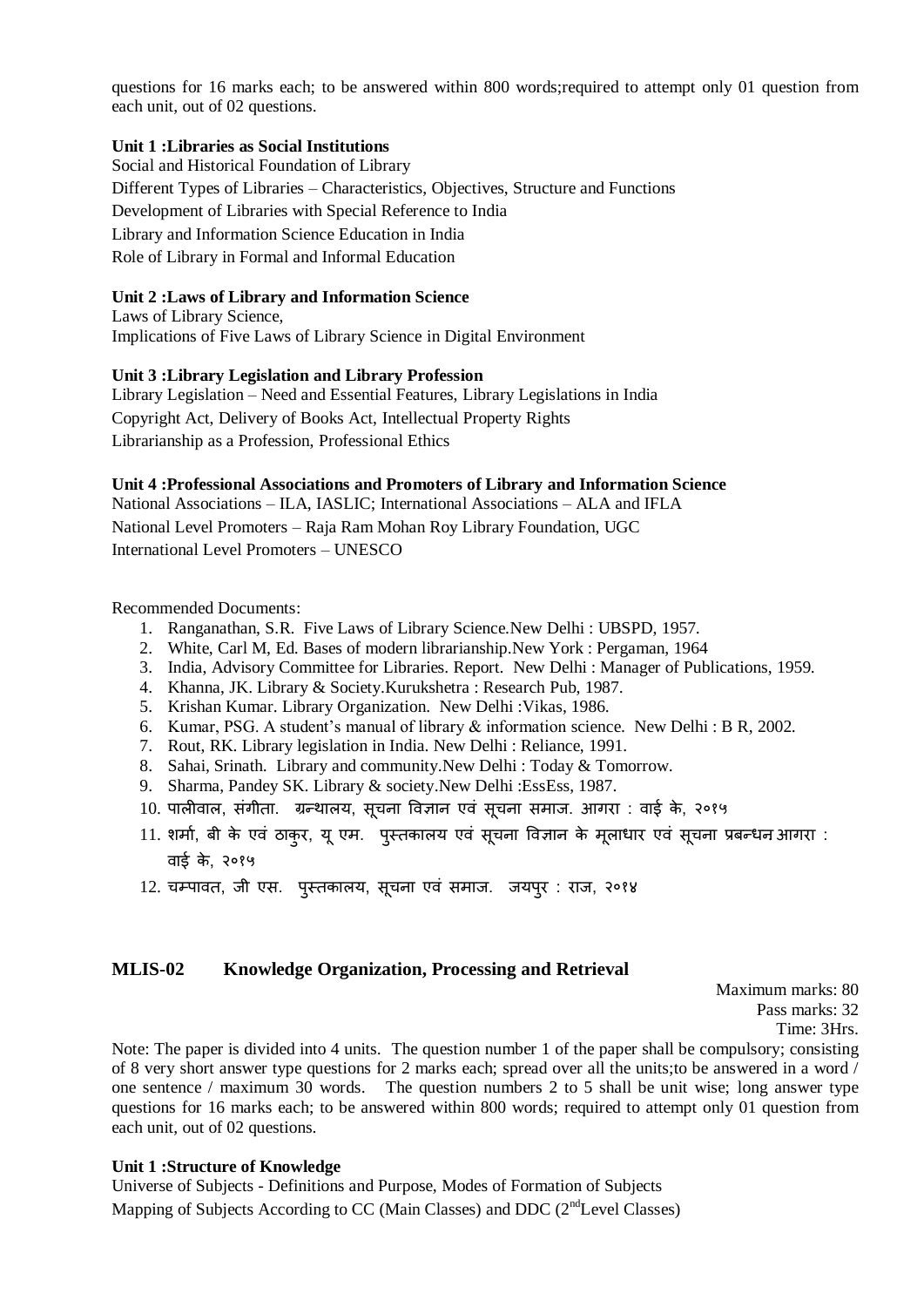questions for 16 marks each; to be answered within 800 words;required to attempt only 01 question from each unit, out of 02 questions.

**Unit 1 :Libraries as Social Institutions**

Social and Historical Foundation of Library

Different Types of Libraries – Characteristics, Objectives, Structure and Functions

Development of Libraries with Special Reference to India

Library and Information Science Education in India

Role of Library in Formal and Informal Education

**Unit 2 :Laws of Library and Information Science**

Laws of Library Science,

Implications of Five Laws of Library Science in Digital Environment

**Unit 3 :Library Legislation and Library Profession**

Library Legislation – Need and Essential Features, Library Legislations in India

Copyright Act, Delivery of Books Act, Intellectual Property Rights

Librarianship as a Profession, Professional Ethics

**Unit 4 :Professional Associations and Promoters of Library and Information Science**

National Associations – ILA, IASLIC; International Associations – ALA and IFLA

National Level Promoters – Raja Ram Mohan Roy Library Foundation, UGC

International Level Promoters – UNESCO

Recommended Documents:

1. Ranganathan, S.R. Five Laws of Library Science.New Delhi : UBSPD, 1957.
2. White, Carl M, Ed. Bases of modern librarianship.New York : Pergaman, 1964
3. India, Advisory Committee for Libraries. Report. New Delhi : Manager of Publications, 1959.
4. Khanna, JK. Library & Society.Kurukshetra : Research Pub, 1987.
5. Krishan Kumar. Library Organization. New Delhi :Vikas, 1986.
6. Kumar, PSG. A student's manual of library & information science. New Delhi : B R, 2002.
7. Rout, RK. Library legislation in India. New Delhi : Reliance, 1991.
8. Sahai, Srinath. Library and community.New Delhi : Today & Tomorrow.
9. Sharma, Pandey SK. Library & society.New Delhi :EssEss, 1987.
10. पालीवाल, संगीता. ग्रन्थालय, सूचना विज्ञान एवं सूचना समाज. आगरा : वाई के, २०१५
11. शर्मा, बी के एवं ठाकुर, यू एम. पुस्तकालय एवं सूचना विज्ञान के मूलाधार एवं सूचना प्रबन्धन आगरा : वाई के, २०१५
12. चम्पावत, जी एस. पुस्तकालय, सूचना एवं समाज. जयपुर : राज, २०१४

## MLIS-02 Knowledge Organization, Processing and Retrieval

Maximum marks: 80

Pass marks: 32

Time: 3Hrs.

Note: The paper is divided into 4 units. The question number 1 of the paper shall be compulsory; consisting of 8 very short answer type questions for 2 marks each; spread over all the units;to be answered in a word / one sentence / maximum 30 words. The question numbers 2 to 5 shall be unit wise; long answer type questions for 16 marks each; to be answered within 800 words; required to attempt only 01 question from each unit, out of 02 questions.

**Unit 1 :Structure of Knowledge**

Universe of Subjects - Definitions and Purpose, Modes of Formation of Subjects

Mapping of Subjects According to CC (Main Classes) and DDC (2nd Level Classes)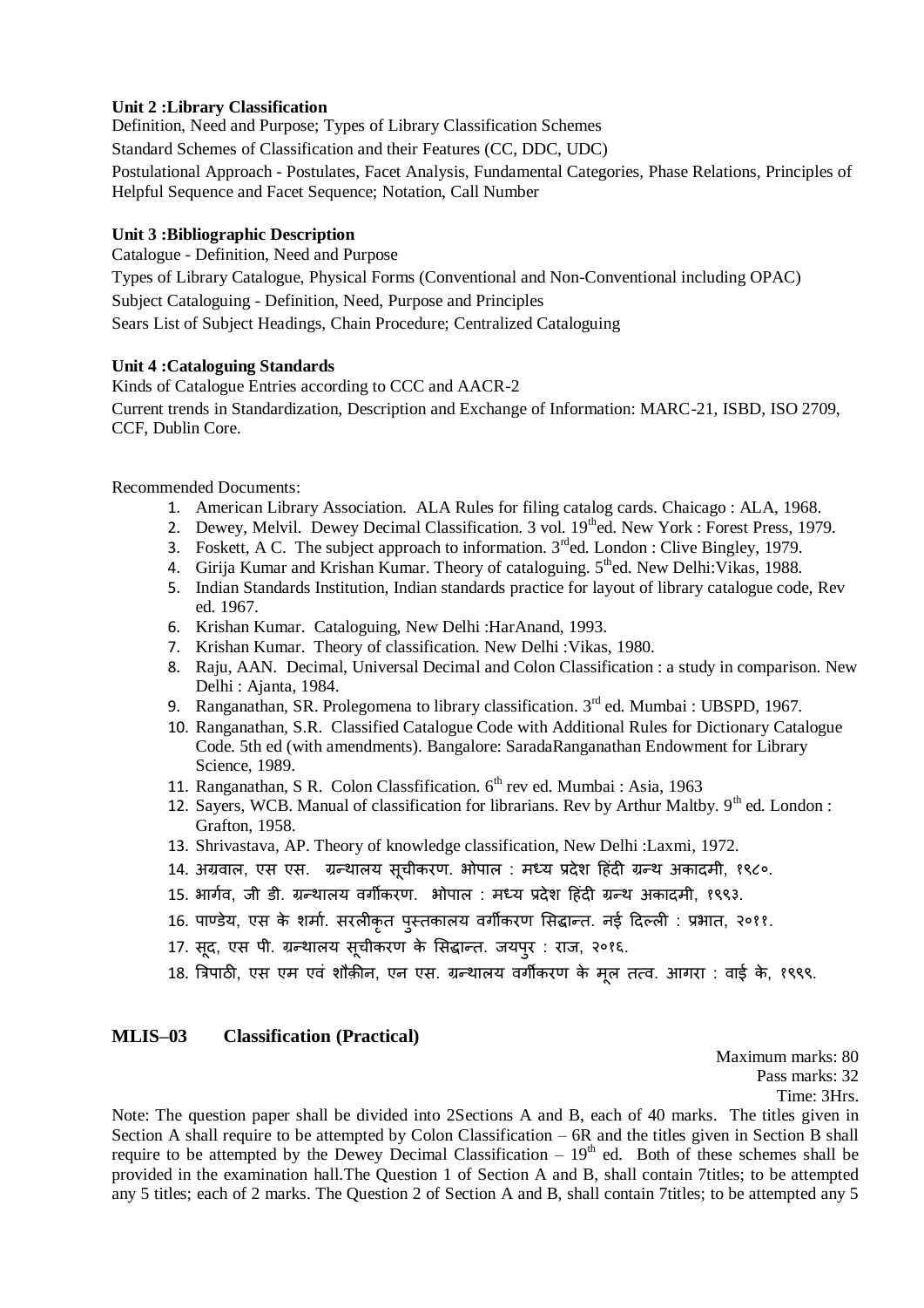**Unit 2 :Library Classification**

Definition, Need and Purpose; Types of Library Classification Schemes

Standard Schemes of Classification and their Features (CC, DDC, UDC)

Postulational Approach - Postulates, Facet Analysis, Fundamental Categories, Phase Relations, Principles of Helpful Sequence and Facet Sequence; Notation, Call Number

**Unit 3 :Bibliographic Description**

Catalogue - Definition, Need and Purpose

Types of Library Catalogue, Physical Forms (Conventional and Non-Conventional including OPAC)

Subject Cataloguing - Definition, Need, Purpose and Principles

Sears List of Subject Headings, Chain Procedure; Centralized Cataloguing

**Unit 4 :Cataloguing Standards**

Kinds of Catalogue Entries according to CCC and AACR-2

Current trends in Standardization, Description and Exchange of Information: MARC-21, ISBD, ISO 2709, CCF, Dublin Core.

Recommended Documents:

1. American Library Association. ALA Rules for filing catalog cards. Chaicago : ALA, 1968.
2. Dewey, Melvil. Dewey Decimal Classification. 3 vol. 19th ed. New York : Forest Press, 1979.
3. Foskett, A C. The subject approach to information. 3rd ed. London : Clive Bingley, 1979.
4. Girija Kumar and Krishan Kumar. Theory of cataloguing. 5th ed. New Delhi:Vikas, 1988.
5. Indian Standards Institution, Indian standards practice for layout of library catalogue code, Rev ed. 1967.
6. Krishan Kumar. Cataloguing, New Delhi :HarAnand, 1993.
7. Krishan Kumar. Theory of classification. New Delhi :Vikas, 1980.
8. Raju, AAN. Decimal, Universal Decimal and Colon Classification : a study in comparison. New Delhi : Ajanta, 1984.
9. Ranganathan, SR. Prolegomena to library classification. 3rd ed. Mumbai : UBSPD, 1967.
10. Ranganathan, S.R. Classified Catalogue Code with Additional Rules for Dictionary Catalogue Code. 5th ed (with amendments). Bangalore: SaradaRanganathan Endowment for Library Science, 1989.
11. Ranganathan, S R. Colon Classfification. 6th rev ed. Mumbai : Asia, 1963
12. Sayers, WCB. Manual of classification for librarians. Rev by Arthur Maltby. 9th ed. London : Grafton, 1958.
13. Shrivastava, AP. Theory of knowledge classification, New Delhi :Laxmi, 1972.
14. अग्रवाल, एस एस. ग्रन्थालय सूचीकरण. भोपाल : मध्य प्रदेश हिंदी ग्रन्थ अकादमी, १९८०.
15. भार्गव, जी डी. ग्रन्थालय वर्गीकरण. भोपाल : मध्य प्रदेश हिंदी ग्रन्थ अकादमी, १९९३.
16. पाण्डेय, एस के शर्मा. सरलीकृत पुस्तकालय वर्गीकरण सिद्धान्त. नई दिल्ली : प्रभात, २०११.
17. सूद, एस पी. ग्रन्थालय सूचीकरण के सिद्धान्त. जयपुर : राज, २०१६.
18. त्रिपाठी, एस एम एवं शौक़ीन, एन एस. ग्रन्थालय वर्गीकरण के मूल तत्व. आगरा : वाई के, १९९९.

## MLIS–03 Classification (Practical)

Maximum marks: 80
Pass marks: 32
Time: 3Hrs.

Note: The question paper shall be divided into 2Sections A and B, each of 40 marks. The titles given in Section A shall require to be attempted by Colon Classification – 6R and the titles given in Section B shall require to be attempted by the Dewey Decimal Classification – 19th ed. Both of these schemes shall be provided in the examination hall.The Question 1 of Section A and B, shall contain 7titles; to be attempted any 5 titles; each of 2 marks. The Question 2 of Section A and B, shall contain 7titles; to be attempted any 5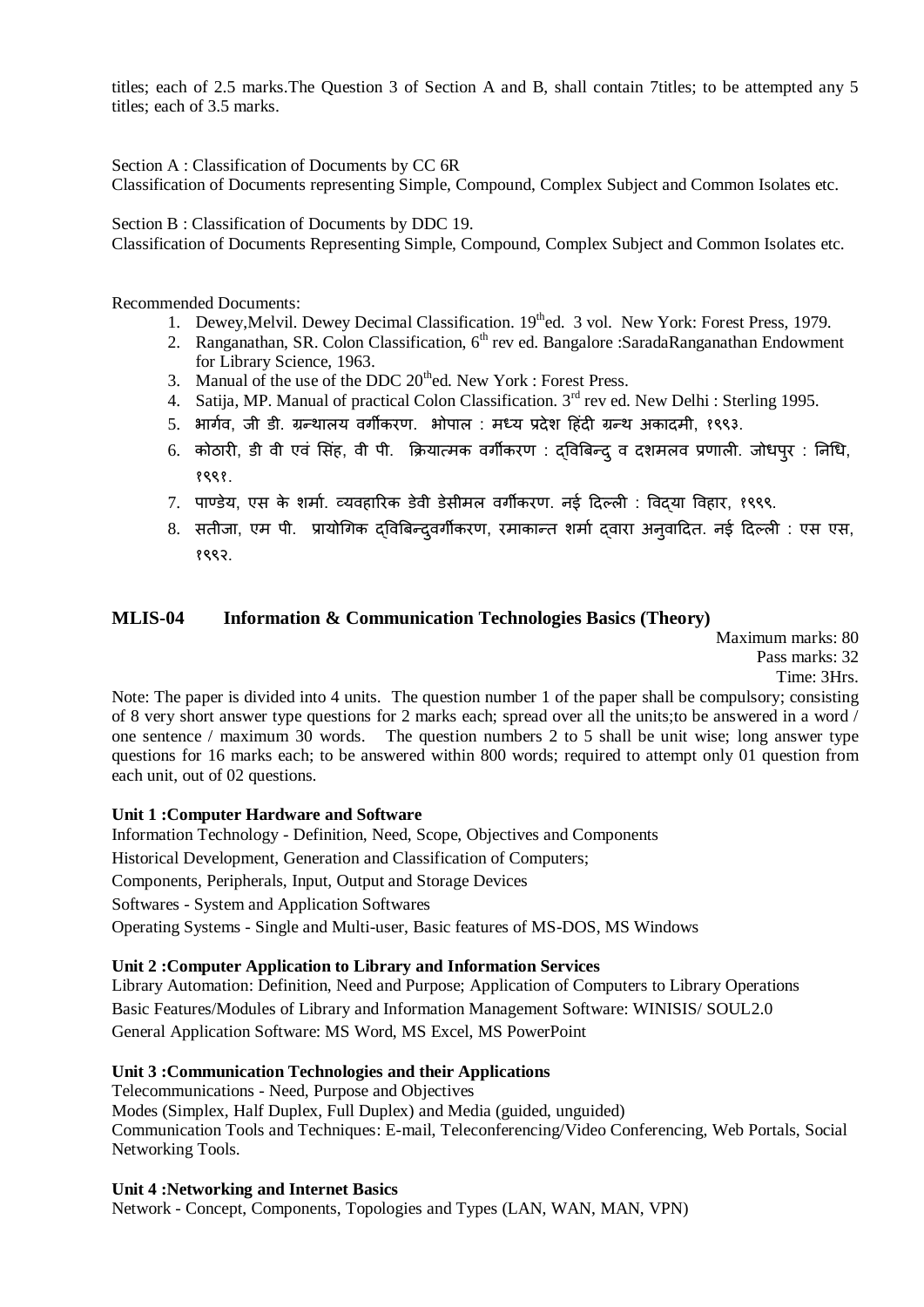titles; each of 2.5 marks.The Question 3 of Section A and B, shall contain 7titles; to be attempted any 5 titles; each of 3.5 marks.

Section A : Classification of Documents by CC 6R
Classification of Documents representing Simple, Compound, Complex Subject and Common Isolates etc.

Section B : Classification of Documents by DDC 19.
Classification of Documents Representing Simple, Compound, Complex Subject and Common Isolates etc.

Recommended Documents:

1. Dewey,Melvil. Dewey Decimal Classification. 19th ed. 3 vol. New York: Forest Press, 1979.
2. Ranganathan, SR. Colon Classification, 6th rev ed. Bangalore :SaradaRanganathan Endowment for Library Science, 1963.
3. Manual of the use of the DDC 20th ed. New York : Forest Press.
4. Satija, MP. Manual of practical Colon Classification. 3rd rev ed. New Delhi : Sterling 1995.
5. भार्गव, जी डी. ग्रन्थालय वर्गीकरण. भोपाल : मध्य प्रदेश हिंदी ग्रन्थ अकादमी, १९९३.
6. कोठारी, डी वी एवं सिंह, वी पी. क्रियात्मक वर्गीकरण : द्विबिन्दु व दशमलव प्रणाली. जोधपुर : निधि, १९९१.
7. पाण्डेय, एस के शर्मा. व्यवहारिक डेवी डेसीमल वर्गीकरण. नई दिल्ली : विद्या विहार, १९९९.
8. सतीजा, एम पी. प्रायोगिक द्विबिन्दुवर्गीकरण, रमाकान्त शर्मा द्वारा अनुवादित. नई दिल्ली : एस एस, १९९२.

## MLIS-04 Information & Communication Technologies Basics (Theory)

Maximum marks: 80
Pass marks: 32
Time: 3Hrs.

Note: The paper is divided into 4 units. The question number 1 of the paper shall be compulsory; consisting of 8 very short answer type questions for 2 marks each; spread over all the units;to be answered in a word / one sentence / maximum 30 words. The question numbers 2 to 5 shall be unit wise; long answer type questions for 16 marks each; to be answered within 800 words; required to attempt only 01 question from each unit, out of 02 questions.

**Unit 1 :Computer Hardware and Software**

Information Technology - Definition, Need, Scope, Objectives and Components
Historical Development, Generation and Classification of Computers;
Components, Peripherals, Input, Output and Storage Devices
Softwares - System and Application Softwares
Operating Systems - Single and Multi-user, Basic features of MS-DOS, MS Windows

**Unit 2 :Computer Application to Library and Information Services**

Library Automation: Definition, Need and Purpose; Application of Computers to Library Operations
Basic Features/Modules of Library and Information Management Software: WINISIS/ SOUL2.0
General Application Software: MS Word, MS Excel, MS PowerPoint

**Unit 3 :Communication Technologies and their Applications**

Telecommunications - Need, Purpose and Objectives
Modes (Simplex, Half Duplex, Full Duplex) and Media (guided, unguided)
Communication Tools and Techniques: E-mail, Teleconferencing/Video Conferencing, Web Portals, Social Networking Tools.

**Unit 4 :Networking and Internet Basics**

Network - Concept, Components, Topologies and Types (LAN, WAN, MAN, VPN)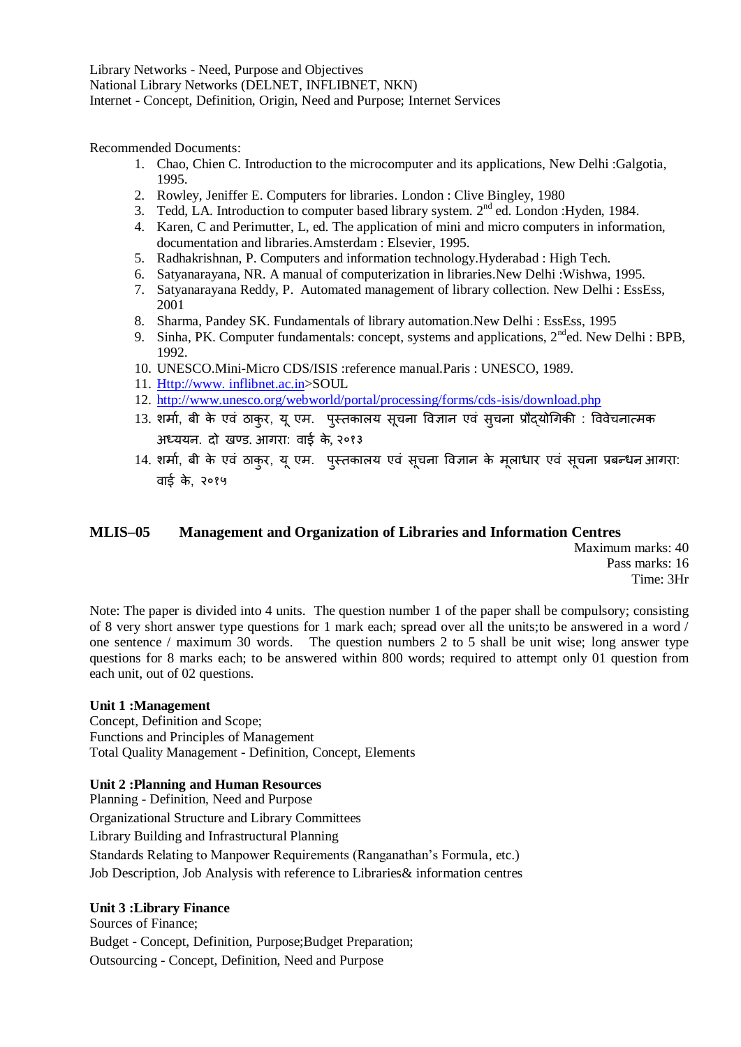Library Networks - Need, Purpose and Objectives
National Library Networks (DELNET, INFLIBNET, NKN)
Internet - Concept, Definition, Origin, Need and Purpose; Internet Services

Recommended Documents:

1. Chao, Chien C. Introduction to the microcomputer and its applications, New Delhi :Galgotia, 1995.
2. Rowley, Jeniffer E. Computers for libraries. London : Clive Bingley, 1980
3. Tedd, LA. Introduction to computer based library system. 2nd ed. London :Hyden, 1984.
4. Karen, C and Perimutter, L, ed. The application of mini and micro computers in information, documentation and libraries.Amsterdam : Elsevier, 1995.
5. Radhakrishnan, P. Computers and information technology.Hyderabad : High Tech.
6. Satyanarayana, NR. A manual of computerization in libraries.New Delhi :Wishwa, 1995.
7. Satyanarayana Reddy, P. Automated management of library collection. New Delhi : EssEss, 2001
8. Sharma, Pandey SK. Fundamentals of library automation.New Delhi : EssEss, 1995
9. Sinha, PK. Computer fundamentals: concept, systems and applications, 2nded. New Delhi : BPB, 1992.
10. UNESCO.Mini-Micro CDS/ISIS :reference manual.Paris : UNESCO, 1989.
11. Http://www. inflibnet.ac.in>SOUL
12. http://www.unesco.org/webworld/portal/processing/forms/cds-isis/download.php
13. शर्मा, बी के एवं ठाकुर, यू एम. पुस्तकालय सूचना विज्ञान एवं सुचना प्रौद्योगिकी : विवेचनात्मक अध्ययन. दो खण्ड. आगरा: वाई के, २०१३
14. शर्मा, बी के एवं ठाकुर, यू एम. पुस्तकालय एवं सूचना विज्ञान के मूलाधार एवं सूचना प्रबन्धन आगरा: वाई के, २०१५

## MLIS–05 Management and Organization of Libraries and Information Centres

Maximum marks: 40
Pass marks: 16
Time: 3Hr

Note: The paper is divided into 4 units. The question number 1 of the paper shall be compulsory; consisting of 8 very short answer type questions for 1 mark each; spread over all the units;to be answered in a word / one sentence / maximum 30 words. The question numbers 2 to 5 shall be unit wise; long answer type questions for 8 marks each; to be answered within 800 words; required to attempt only 01 question from each unit, out of 02 questions.

**Unit 1 :Management**
Concept, Definition and Scope;
Functions and Principles of Management
Total Quality Management - Definition, Concept, Elements

**Unit 2 :Planning and Human Resources**
Planning - Definition, Need and Purpose
Organizational Structure and Library Committees
Library Building and Infrastructural Planning
Standards Relating to Manpower Requirements (Ranganathan's Formula, etc.)
Job Description, Job Analysis with reference to Libraries& information centres

**Unit 3 :Library Finance**
Sources of Finance;
Budget - Concept, Definition, Purpose;Budget Preparation;
Outsourcing - Concept, Definition, Need and Purpose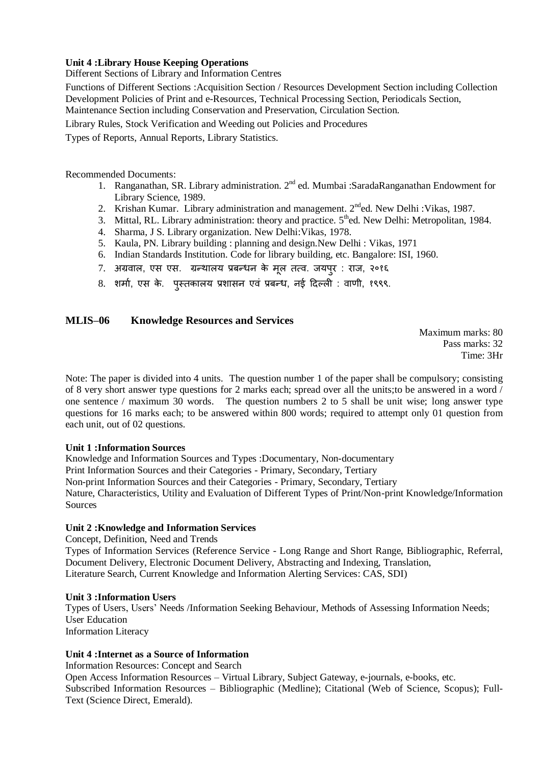**Unit 4 :Library House Keeping Operations**

Different Sections of Library and Information Centres

Functions of Different Sections :Acquisition Section / Resources Development Section including Collection Development Policies of Print and e-Resources, Technical Processing Section, Periodicals Section, Maintenance Section including Conservation and Preservation, Circulation Section.

Library Rules, Stock Verification and Weeding out Policies and Procedures

Types of Reports, Annual Reports, Library Statistics.

Recommended Documents:

1. Ranganathan, SR. Library administration. 2nd ed. Mumbai :SaradaRanganathan Endowment for Library Science, 1989.
2. Krishan Kumar. Library administration and management. 2nded. New Delhi :Vikas, 1987.
3. Mittal, RL. Library administration: theory and practice. 5thed. New Delhi: Metropolitan, 1984.
4. Sharma, J S. Library organization. New Delhi:Vikas, 1978.
5. Kaula, PN. Library building : planning and design.New Delhi : Vikas, 1971
6. Indian Standards Institution. Code for library building, etc. Bangalore: ISI, 1960.
7. अग्रवाल, एस एस. ग्रन्थालय प्रबन्धन के मूल तत्व. जयपुर : राज, २०१६
8. शर्मा, एस के. पुस्तकालय प्रशासन एवं प्रबन्ध, नई दिल्ली : वाणी, १९९९.

## MLIS–06 Knowledge Resources and Services

Maximum marks: 80
Pass marks: 32
Time: 3Hr

Note: The paper is divided into 4 units. The question number 1 of the paper shall be compulsory; consisting of 8 very short answer type questions for 2 marks each; spread over all the units;to be answered in a word / one sentence / maximum 30 words. The question numbers 2 to 5 shall be unit wise; long answer type questions for 16 marks each; to be answered within 800 words; required to attempt only 01 question from each unit, out of 02 questions.

**Unit 1 :Information Sources**

Knowledge and Information Sources and Types :Documentary, Non-documentary

Print Information Sources and their Categories - Primary, Secondary, Tertiary

Non-print Information Sources and their Categories - Primary, Secondary, Tertiary

Nature, Characteristics, Utility and Evaluation of Different Types of Print/Non-print Knowledge/Information Sources

**Unit 2 :Knowledge and Information Services**

Concept, Definition, Need and Trends

Types of Information Services (Reference Service - Long Range and Short Range, Bibliographic, Referral, Document Delivery, Electronic Document Delivery, Abstracting and Indexing, Translation, Literature Search, Current Knowledge and Information Alerting Services: CAS, SDI)

**Unit 3 :Information Users**

Types of Users, Users' Needs /Information Seeking Behaviour, Methods of Assessing Information Needs; User Education

Information Literacy

**Unit 4 :Internet as a Source of Information**

Information Resources: Concept and Search

Open Access Information Resources – Virtual Library, Subject Gateway, e-journals, e-books, etc.

Subscribed Information Resources – Bibliographic (Medline); Citational (Web of Science, Scopus); Full-Text (Science Direct, Emerald).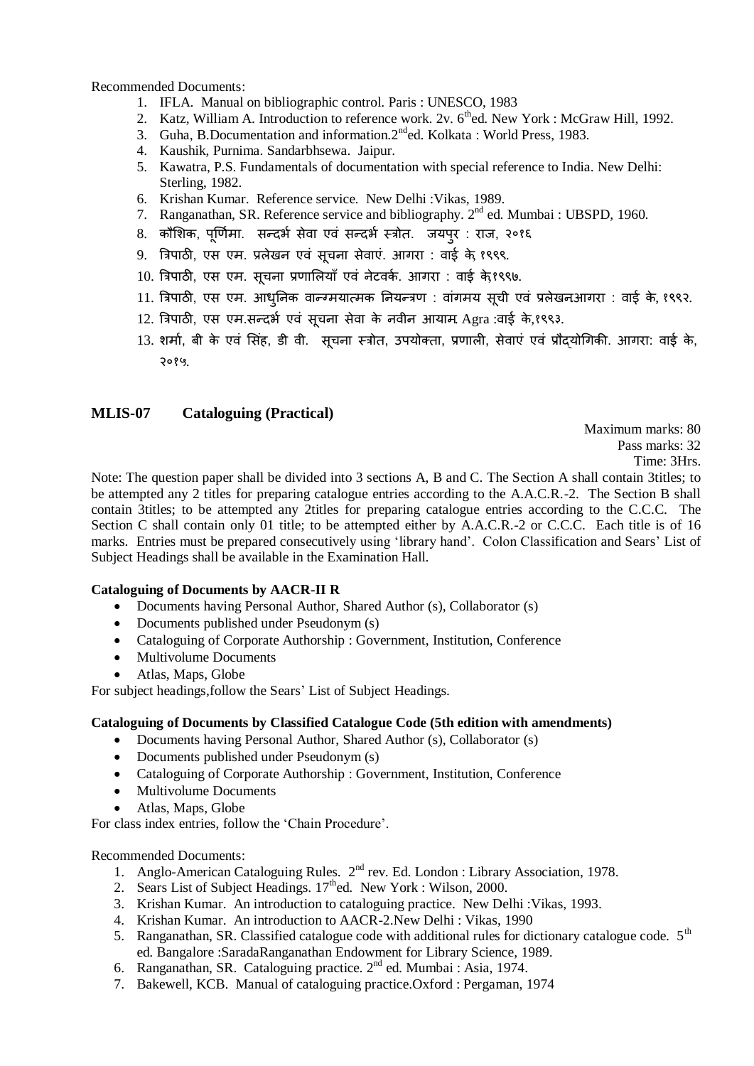Recommended Documents:

1. IFLA. Manual on bibliographic control. Paris : UNESCO, 1983
2. Katz, William A. Introduction to reference work. 2v. 6th ed. New York : McGraw Hill, 1992.
3. Guha, B.Documentation and information.2nd ed. Kolkata : World Press, 1983.
4. Kaushik, Purnima. Sandarbhsewa. Jaipur.
5. Kawatra, P.S. Fundamentals of documentation with special reference to India. New Delhi: Sterling, 1982.
6. Krishan Kumar. Reference service. New Delhi :Vikas, 1989.
7. Ranganathan, SR. Reference service and bibliography. 2nd ed. Mumbai : UBSPD, 1960.
8. कौशिक, पूर्णिमा. सन्दर्भ सेवा एवं सन्दर्भ स्त्रोत. जयपुर : राज, २०१६
9. त्रिपाठी, एस एम. प्रलेखन एवं सूचना सेवाएं. आगरा : वाई के, १९९९.
10. त्रिपाठी, एस एम. सूचना प्रणालियाँ एवं नेटवर्क. आगरा : वाई के,१९९७.
11. त्रिपाठी, एस एम. आधुनिक वान्ग्मयात्मक नियन्त्रण : वांगमय सूची एवं प्रलेखनआगरा : वाई के, १९९२.
12. त्रिपाठी, एस एम.सन्दर्भ एवं सूचना सेवा के नवीन आयाम Agra :वाई के,१९९३.
13. शर्मा, बी के एवं सिंह, डी वी. सूचना स्त्रोत, उपयोक्ता, प्रणाली, सेवाएं एवं प्रौद्योगिकी. आगरा: वाई के, २०१५.

## MLIS-07 Cataloguing (Practical)

Maximum marks: 80
Pass marks: 32
Time: 3Hrs.

Note: The question paper shall be divided into 3 sections A, B and C. The Section A shall contain 3titles; to be attempted any 2 titles for preparing catalogue entries according to the A.A.C.R.-2. The Section B shall contain 3titles; to be attempted any 2titles for preparing catalogue entries according to the C.C.C. The Section C shall contain only 01 title; to be attempted either by A.A.C.R.-2 or C.C.C. Each title is of 16 marks. Entries must be prepared consecutively using 'library hand'. Colon Classification and Sears' List of Subject Headings shall be available in the Examination Hall.

**Cataloguing of Documents by AACR-II R**

- Documents having Personal Author, Shared Author (s), Collaborator (s)
- Documents published under Pseudonym (s)
- Cataloguing of Corporate Authorship : Government, Institution, Conference
- Multivolume Documents
- Atlas, Maps, Globe

For subject headings,follow the Sears' List of Subject Headings.

**Cataloguing of Documents by Classified Catalogue Code (5th edition with amendments)**

- Documents having Personal Author, Shared Author (s), Collaborator (s)
- Documents published under Pseudonym (s)
- Cataloguing of Corporate Authorship : Government, Institution, Conference
- Multivolume Documents
- Atlas, Maps, Globe

For class index entries, follow the 'Chain Procedure'.

Recommended Documents:

1. Anglo-American Cataloguing Rules. 2nd rev. Ed. London : Library Association, 1978.
2. Sears List of Subject Headings. 17th ed. New York : Wilson, 2000.
3. Krishan Kumar. An introduction to cataloguing practice. New Delhi :Vikas, 1993.
4. Krishan Kumar. An introduction to AACR-2.New Delhi : Vikas, 1990
5. Ranganathan, SR. Classified catalogue code with additional rules for dictionary catalogue code. 5th ed. Bangalore :SaradaRanganathan Endowment for Library Science, 1989.
6. Ranganathan, SR. Cataloguing practice. 2nd ed. Mumbai : Asia, 1974.
7. Bakewell, KCB. Manual of cataloguing practice.Oxford : Pergaman, 1974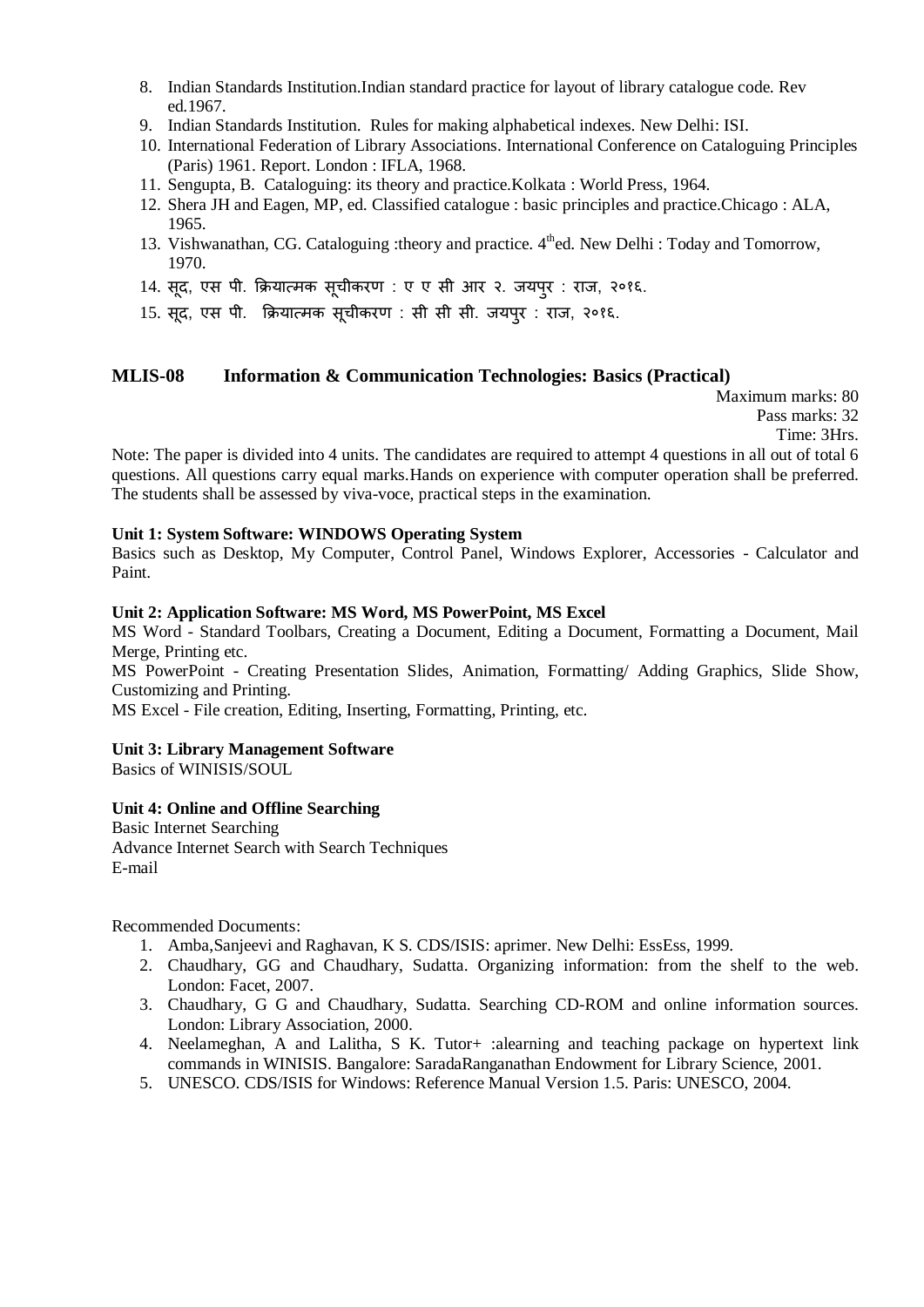8. Indian Standards Institution.Indian standard practice for layout of library catalogue code. Rev ed.1967.
9. Indian Standards Institution. Rules for making alphabetical indexes. New Delhi: ISI.
10. International Federation of Library Associations. International Conference on Cataloguing Principles (Paris) 1961. Report. London : IFLA, 1968.
11. Sengupta, B. Cataloguing: its theory and practice.Kolkata : World Press, 1964.
12. Shera JH and Eagen, MP, ed. Classified catalogue : basic principles and practice.Chicago : ALA, 1965.
13. Vishwanathan, CG. Cataloguing :theory and practice. 4th ed. New Delhi : Today and Tomorrow, 1970.
14. सूद, एस पी. क्रियात्मक सूचीकरण : ए ए सी आर २. जयपुर : राज, २०१६.
15. सूद, एस पी. क्रियात्मक सूचीकरण : सी सी सी. जयपुर : राज, २०१६.

## MLIS-08 Information & Communication Technologies: Basics (Practical)

Maximum marks: 80
Pass marks: 32
Time: 3Hrs.

Note: The paper is divided into 4 units. The candidates are required to attempt 4 questions in all out of total 6 questions. All questions carry equal marks.Hands on experience with computer operation shall be preferred. The students shall be assessed by viva-voce, practical steps in the examination.

**Unit 1: System Software: WINDOWS Operating System**

Basics such as Desktop, My Computer, Control Panel, Windows Explorer, Accessories - Calculator and Paint.

**Unit 2: Application Software: MS Word, MS PowerPoint, MS Excel**

MS Word - Standard Toolbars, Creating a Document, Editing a Document, Formatting a Document, Mail Merge, Printing etc.

MS PowerPoint - Creating Presentation Slides, Animation, Formatting/ Adding Graphics, Slide Show, Customizing and Printing.

MS Excel - File creation, Editing, Inserting, Formatting, Printing, etc.

**Unit 3: Library Management Software**

Basics of WINISIS/SOUL

**Unit 4: Online and Offline Searching**

Basic Internet Searching
Advance Internet Search with Search Techniques
E-mail

Recommended Documents:

1. Amba,Sanjeevi and Raghavan, K S. CDS/ISIS: aprimer. New Delhi: EssEss, 1999.
2. Chaudhary, GG and Chaudhary, Sudatta. Organizing information: from the shelf to the web. London: Facet, 2007.
3. Chaudhary, G G and Chaudhary, Sudatta. Searching CD-ROM and online information sources. London: Library Association, 2000.
4. Neelameghan, A and Lalitha, S K. Tutor+ :alearning and teaching package on hypertext link commands in WINISIS. Bangalore: SaradaRanganathan Endowment for Library Science, 2001.
5. UNESCO. CDS/ISIS for Windows: Reference Manual Version 1.5. Paris: UNESCO, 2004.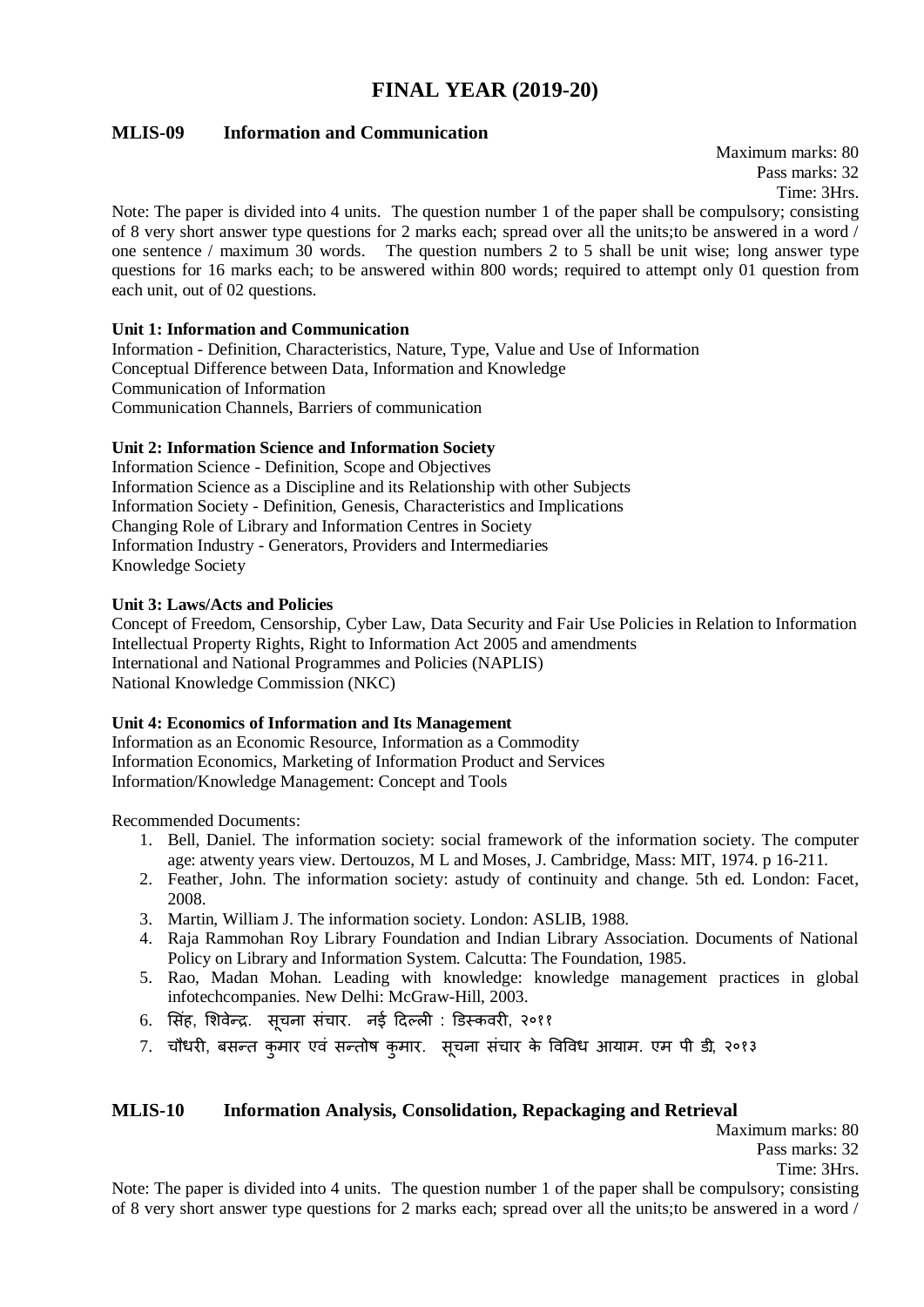# FINAL YEAR (2019-20)

## MLIS-09 Information and Communication

Maximum marks: 80
Pass marks: 32
Time: 3Hrs.

Note: The paper is divided into 4 units. The question number 1 of the paper shall be compulsory; consisting of 8 very short answer type questions for 2 marks each; spread over all the units;to be answered in a word / one sentence / maximum 30 words. The question numbers 2 to 5 shall be unit wise; long answer type questions for 16 marks each; to be answered within 800 words; required to attempt only 01 question from each unit, out of 02 questions.

**Unit 1: Information and Communication**

Information - Definition, Characteristics, Nature, Type, Value and Use of Information
Conceptual Difference between Data, Information and Knowledge
Communication of Information
Communication Channels, Barriers of communication

**Unit 2: Information Science and Information Society**

Information Science - Definition, Scope and Objectives
Information Science as a Discipline and its Relationship with other Subjects
Information Society - Definition, Genesis, Characteristics and Implications
Changing Role of Library and Information Centres in Society
Information Industry - Generators, Providers and Intermediaries
Knowledge Society

**Unit 3: Laws/Acts and Policies**

Concept of Freedom, Censorship, Cyber Law, Data Security and Fair Use Policies in Relation to Information
Intellectual Property Rights, Right to Information Act 2005 and amendments
International and National Programmes and Policies (NAPLIS)
National Knowledge Commission (NKC)

**Unit 4: Economics of Information and Its Management**

Information as an Economic Resource, Information as a Commodity
Information Economics, Marketing of Information Product and Services
Information/Knowledge Management: Concept and Tools

Recommended Documents:

1. Bell, Daniel. The information society: social framework of the information society. The computer age: atwenty years view. Dertouzos, M L and Moses, J. Cambridge, Mass: MIT, 1974. p 16-211.
2. Feather, John. The information society: astudy of continuity and change. 5th ed. London: Facet, 2008.
3. Martin, William J. The information society. London: ASLIB, 1988.
4. Raja Rammohan Roy Library Foundation and Indian Library Association. Documents of National Policy on Library and Information System. Calcutta: The Foundation, 1985.
5. Rao, Madan Mohan. Leading with knowledge: knowledge management practices in global infotechcompanies. New Delhi: McGraw-Hill, 2003.
6. सिंह, शिवेन्द्र. सूचना संचार. नई दिल्ली : डिस्कवरी, २०११
7. चौधरी, बसन्त कुमार एवं सन्तोष कुमार. सूचना संचार के विविध आयाम. एम पी डी, २०१३

## MLIS-10 Information Analysis, Consolidation, Repackaging and Retrieval

Maximum marks: 80
Pass marks: 32
Time: 3Hrs.

Note: The paper is divided into 4 units. The question number 1 of the paper shall be compulsory; consisting of 8 very short answer type questions for 2 marks each; spread over all the units;to be answered in a word /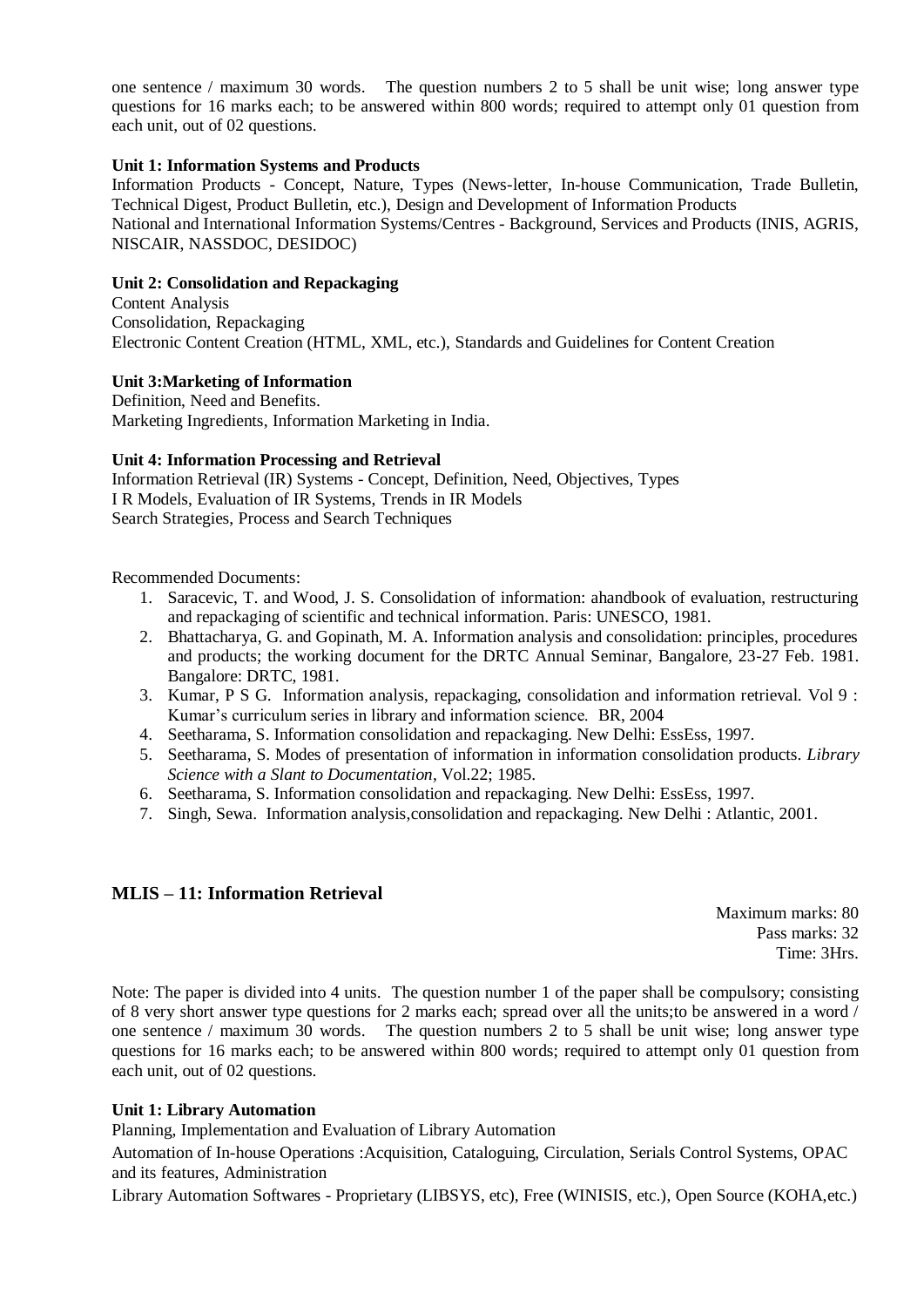one sentence / maximum 30 words. The question numbers 2 to 5 shall be unit wise; long answer type questions for 16 marks each; to be answered within 800 words; required to attempt only 01 question from each unit, out of 02 questions.

**Unit 1: Information Systems and Products**

Information Products - Concept, Nature, Types (News-letter, In-house Communication, Trade Bulletin, Technical Digest, Product Bulletin, etc.), Design and Development of Information Products

National and International Information Systems/Centres - Background, Services and Products (INIS, AGRIS, NISCAIR, NASSDOC, DESIDOC)

**Unit 2: Consolidation and Repackaging**

Content Analysis

Consolidation, Repackaging

Electronic Content Creation (HTML, XML, etc.), Standards and Guidelines for Content Creation

**Unit 3:Marketing of Information**

Definition, Need and Benefits.

Marketing Ingredients, Information Marketing in India.

**Unit 4: Information Processing and Retrieval**

Information Retrieval (IR) Systems - Concept, Definition, Need, Objectives, Types

I R Models, Evaluation of IR Systems, Trends in IR Models

Search Strategies, Process and Search Techniques

Recommended Documents:

1. Saracevic, T. and Wood, J. S. Consolidation of information: ahandbook of evaluation, restructuring and repackaging of scientific and technical information. Paris: UNESCO, 1981.
2. Bhattacharya, G. and Gopinath, M. A. Information analysis and consolidation: principles, procedures and products; the working document for the DRTC Annual Seminar, Bangalore, 23-27 Feb. 1981. Bangalore: DRTC, 1981.
3. Kumar, P S G. Information analysis, repackaging, consolidation and information retrieval. Vol 9 : Kumar's curriculum series in library and information science. BR, 2004
4. Seetharama, S. Information consolidation and repackaging. New Delhi: EssEss, 1997.
5. Seetharama, S. Modes of presentation of information in information consolidation products. *Library Science with a Slant to Documentation*, Vol.22; 1985.
6. Seetharama, S. Information consolidation and repackaging. New Delhi: EssEss, 1997.
7. Singh, Sewa. Information analysis,consolidation and repackaging. New Delhi : Atlantic, 2001.

## MLIS – 11: Information Retrieval

Maximum marks: 80
Pass marks: 32
Time: 3Hrs.

Note: The paper is divided into 4 units. The question number 1 of the paper shall be compulsory; consisting of 8 very short answer type questions for 2 marks each; spread over all the units;to be answered in a word / one sentence / maximum 30 words. The question numbers 2 to 5 shall be unit wise; long answer type questions for 16 marks each; to be answered within 800 words; required to attempt only 01 question from each unit, out of 02 questions.

**Unit 1: Library Automation**

Planning, Implementation and Evaluation of Library Automation

Automation of In-house Operations :Acquisition, Cataloguing, Circulation, Serials Control Systems, OPAC and its features, Administration

Library Automation Softwares - Proprietary (LIBSYS, etc), Free (WINISIS, etc.), Open Source (KOHA,etc.)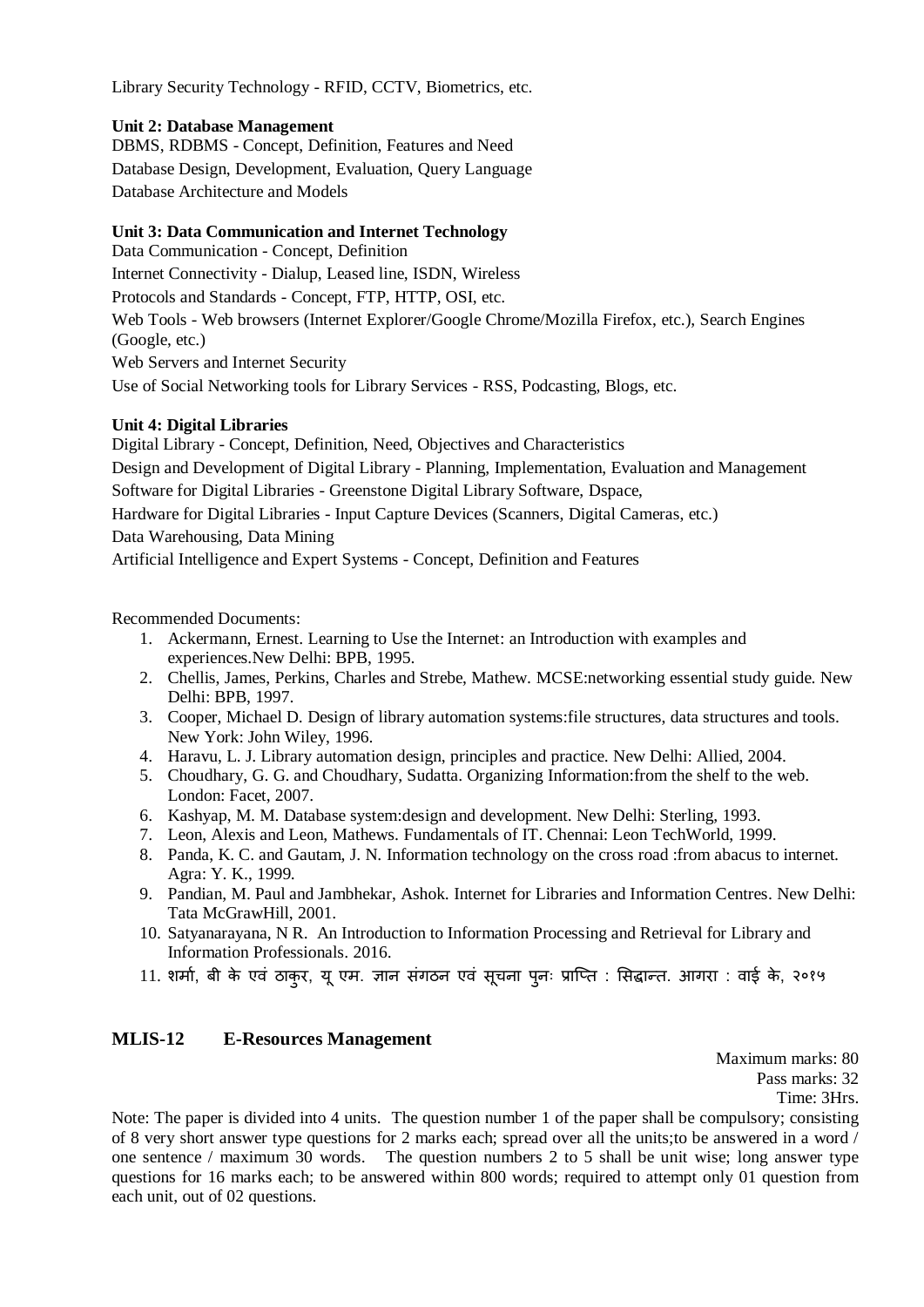Library Security Technology - RFID, CCTV, Biometrics, etc.

**Unit 2: Database Management**

DBMS, RDBMS - Concept, Definition, Features and Need

Database Design, Development, Evaluation, Query Language

Database Architecture and Models

**Unit 3: Data Communication and Internet Technology**

Data Communication - Concept, Definition

Internet Connectivity - Dialup, Leased line, ISDN, Wireless

Protocols and Standards - Concept, FTP, HTTP, OSI, etc.

Web Tools - Web browsers (Internet Explorer/Google Chrome/Mozilla Firefox, etc.), Search Engines (Google, etc.)

Web Servers and Internet Security

Use of Social Networking tools for Library Services - RSS, Podcasting, Blogs, etc.

**Unit 4: Digital Libraries**

Digital Library - Concept, Definition, Need, Objectives and Characteristics

Design and Development of Digital Library - Planning, Implementation, Evaluation and Management

Software for Digital Libraries - Greenstone Digital Library Software, Dspace,

Hardware for Digital Libraries - Input Capture Devices (Scanners, Digital Cameras, etc.)

Data Warehousing, Data Mining

Artificial Intelligence and Expert Systems - Concept, Definition and Features

Recommended Documents:

1. Ackermann, Ernest. Learning to Use the Internet: an Introduction with examples and experiences.New Delhi: BPB, 1995.
2. Chellis, James, Perkins, Charles and Strebe, Mathew. MCSE:networking essential study guide. New Delhi: BPB, 1997.
3. Cooper, Michael D. Design of library automation systems:file structures, data structures and tools. New York: John Wiley, 1996.
4. Haravu, L. J. Library automation design, principles and practice. New Delhi: Allied, 2004.
5. Choudhary, G. G. and Choudhary, Sudatta. Organizing Information:from the shelf to the web. London: Facet, 2007.
6. Kashyap, M. M. Database system:design and development. New Delhi: Sterling, 1993.
7. Leon, Alexis and Leon, Mathews. Fundamentals of IT. Chennai: Leon TechWorld, 1999.
8. Panda, K. C. and Gautam, J. N. Information technology on the cross road :from abacus to internet. Agra: Y. K., 1999.
9. Pandian, M. Paul and Jambhekar, Ashok. Internet for Libraries and Information Centres. New Delhi: Tata McGrawHill, 2001.
10. Satyanarayana, N R. An Introduction to Information Processing and Retrieval for Library and Information Professionals. 2016.
11. शर्मा, बी के एवं ठाकुर, यू एम. ज्ञान संगठन एवं सूचना पुनः प्राप्ति : सिद्धान्त. आगरा : वाई के, २०१५

## MLIS-12 E-Resources Management

Maximum marks: 80
Pass marks: 32
Time: 3Hrs.

Note: The paper is divided into 4 units. The question number 1 of the paper shall be compulsory; consisting of 8 very short answer type questions for 2 marks each; spread over all the units;to be answered in a word / one sentence / maximum 30 words. The question numbers 2 to 5 shall be unit wise; long answer type questions for 16 marks each; to be answered within 800 words; required to attempt only 01 question from each unit, out of 02 questions.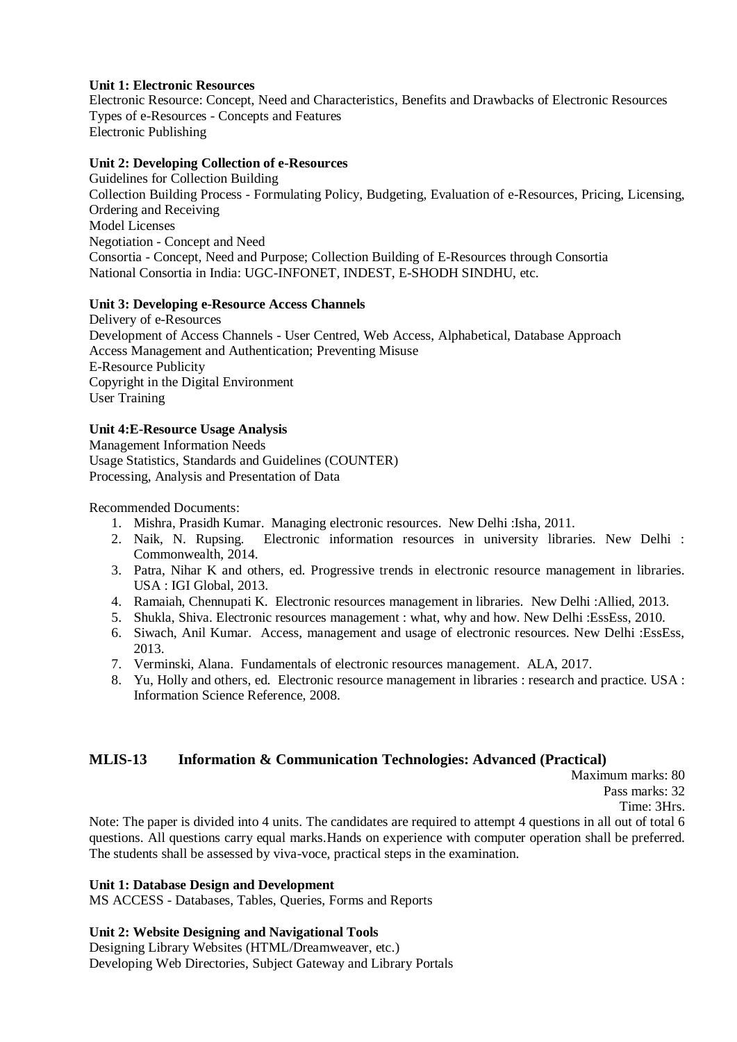**Unit 1: Electronic Resources**

Electronic Resource: Concept, Need and Characteristics, Benefits and Drawbacks of Electronic Resources
Types of e-Resources - Concepts and Features
Electronic Publishing

**Unit 2: Developing Collection of e-Resources**

Guidelines for Collection Building
Collection Building Process - Formulating Policy, Budgeting, Evaluation of e-Resources, Pricing, Licensing, Ordering and Receiving
Model Licenses
Negotiation - Concept and Need
Consortia - Concept, Need and Purpose; Collection Building of E-Resources through Consortia
National Consortia in India: UGC-INFONET, INDEST, E-SHODH SINDHU, etc.

**Unit 3: Developing e-Resource Access Channels**

Delivery of e-Resources
Development of Access Channels - User Centred, Web Access, Alphabetical, Database Approach
Access Management and Authentication; Preventing Misuse
E-Resource Publicity
Copyright in the Digital Environment
User Training

**Unit 4:E-Resource Usage Analysis**

Management Information Needs
Usage Statistics, Standards and Guidelines (COUNTER)
Processing, Analysis and Presentation of Data

Recommended Documents:

1. Mishra, Prasidh Kumar. Managing electronic resources. New Delhi :Isha, 2011.
2. Naik, N. Rupsing. Electronic information resources in university libraries. New Delhi : Commonwealth, 2014.
3. Patra, Nihar K and others, ed. Progressive trends in electronic resource management in libraries. USA : IGI Global, 2013.
4. Ramaiah, Chennupati K. Electronic resources management in libraries. New Delhi :Allied, 2013.
5. Shukla, Shiva. Electronic resources management : what, why and how. New Delhi :EssEss, 2010.
6. Siwach, Anil Kumar. Access, management and usage of electronic resources. New Delhi :EssEss, 2013.
7. Verminski, Alana. Fundamentals of electronic resources management. ALA, 2017.
8. Yu, Holly and others, ed. Electronic resource management in libraries : research and practice. USA : Information Science Reference, 2008.

## MLIS-13 Information & Communication Technologies: Advanced (Practical)

Maximum marks: 80
Pass marks: 32
Time: 3Hrs.

Note: The paper is divided into 4 units. The candidates are required to attempt 4 questions in all out of total 6 questions. All questions carry equal marks.Hands on experience with computer operation shall be preferred. The students shall be assessed by viva-voce, practical steps in the examination.

**Unit 1: Database Design and Development**

MS ACCESS - Databases, Tables, Queries, Forms and Reports

**Unit 2: Website Designing and Navigational Tools**

Designing Library Websites (HTML/Dreamweaver, etc.)
Developing Web Directories, Subject Gateway and Library Portals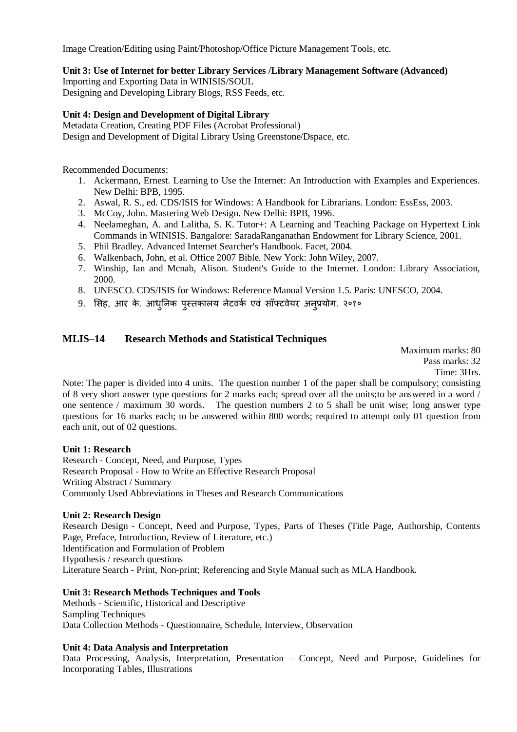Image Creation/Editing using Paint/Photoshop/Office Picture Management Tools, etc.

**Unit 3: Use of Internet for better Library Services /Library Management Software (Advanced)**
Importing and Exporting Data in WINISIS/SOUL
Designing and Developing Library Blogs, RSS Feeds, etc.

**Unit 4: Design and Development of Digital Library**
Metadata Creation, Creating PDF Files (Acrobat Professional)
Design and Development of Digital Library Using Greenstone/Dspace, etc.

Recommended Documents:

1. Ackermann, Ernest. Learning to Use the Internet: An Introduction with Examples and Experiences. New Delhi: BPB, 1995.
2. Aswal, R. S., ed. CDS/ISIS for Windows: A Handbook for Librarians. London: EssEss, 2003.
3. McCoy, John. Mastering Web Design. New Delhi: BPB, 1996.
4. Neelameghan, A. and Lalitha, S. K. Tutor+: A Learning and Teaching Package on Hypertext Link Commands in WINISIS. Bangalore: SaradaRanganathan Endowment for Library Science, 2001.
5. Phil Bradley. Advanced Internet Searcher's Handbook. Facet, 2004.
6. Walkenbach, John, et al. Office 2007 Bible. New York: John Wiley, 2007.
7. Winship, Ian and Mcnab, Alison. Student's Guide to the Internet. London: Library Association, 2000.
8. UNESCO. CDS/ISIS for Windows: Reference Manual Version 1.5. Paris: UNESCO, 2004.
9. सिंह, आर के. आधुनिक पुस्तकालय नेटवर्क एवं सॉफ्टवेयर अनुप्रयोग. २०१०

## MLIS–14 Research Methods and Statistical Techniques

Maximum marks: 80
Pass marks: 32
Time: 3Hrs.

Note: The paper is divided into 4 units. The question number 1 of the paper shall be compulsory; consisting of 8 very short answer type questions for 2 marks each; spread over all the units;to be answered in a word / one sentence / maximum 30 words. The question numbers 2 to 5 shall be unit wise; long answer type questions for 16 marks each; to be answered within 800 words; required to attempt only 01 question from each unit, out of 02 questions.

**Unit 1: Research**
Research - Concept, Need, and Purpose, Types
Research Proposal - How to Write an Effective Research Proposal
Writing Abstract / Summary
Commonly Used Abbreviations in Theses and Research Communications

**Unit 2: Research Design**
Research Design - Concept, Need and Purpose, Types, Parts of Theses (Title Page, Authorship, Contents Page, Preface, Introduction, Review of Literature, etc.)
Identification and Formulation of Problem
Hypothesis / research questions
Literature Search - Print, Non-print; Referencing and Style Manual such as MLA Handbook.

**Unit 3: Research Methods Techniques and Tools**
Methods - Scientific, Historical and Descriptive
Sampling Techniques
Data Collection Methods - Questionnaire, Schedule, Interview, Observation

**Unit 4: Data Analysis and Interpretation**
Data Processing, Analysis, Interpretation, Presentation – Concept, Need and Purpose, Guidelines for Incorporating Tables, Illustrations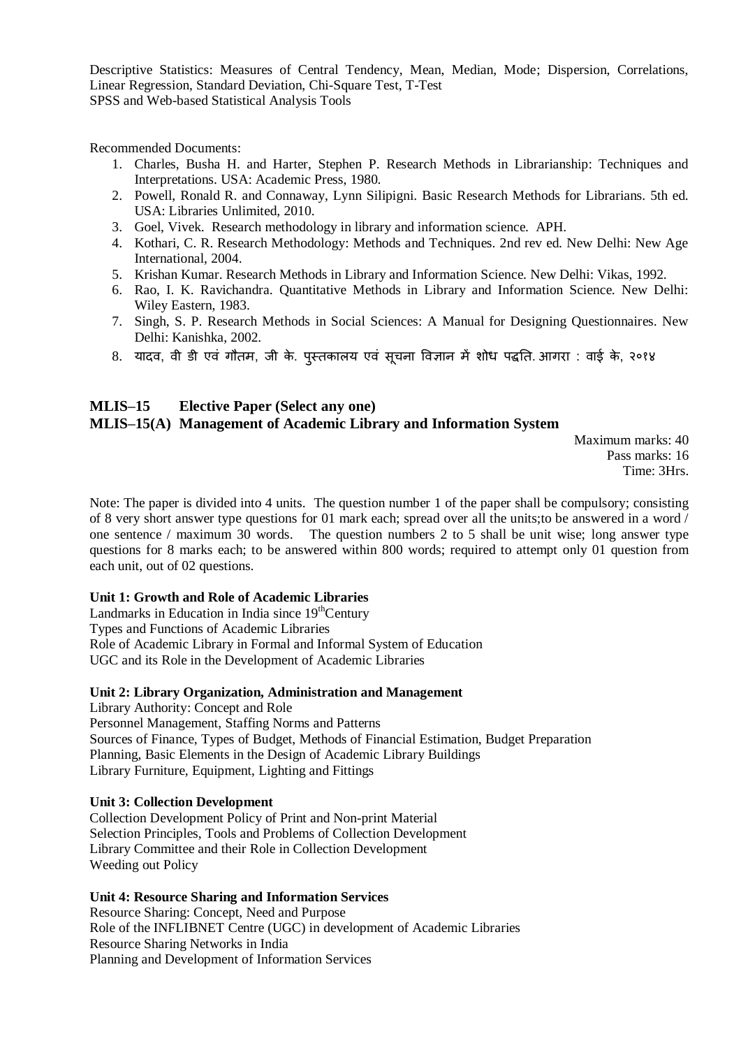Descriptive Statistics: Measures of Central Tendency, Mean, Median, Mode; Dispersion, Correlations, Linear Regression, Standard Deviation, Chi-Square Test, T-Test
SPSS and Web-based Statistical Analysis Tools

Recommended Documents:

1. Charles, Busha H. and Harter, Stephen P. Research Methods in Librarianship: Techniques and Interpretations. USA: Academic Press, 1980.
2. Powell, Ronald R. and Connaway, Lynn Silipigni. Basic Research Methods for Librarians. 5th ed. USA: Libraries Unlimited, 2010.
3. Goel, Vivek. Research methodology in library and information science. APH.
4. Kothari, C. R. Research Methodology: Methods and Techniques. 2nd rev ed. New Delhi: New Age International, 2004.
5. Krishan Kumar. Research Methods in Library and Information Science. New Delhi: Vikas, 1992.
6. Rao, I. K. Ravichandra. Quantitative Methods in Library and Information Science. New Delhi: Wiley Eastern, 1983.
7. Singh, S. P. Research Methods in Social Sciences: A Manual for Designing Questionnaires. New Delhi: Kanishka, 2002.
8. यादव, वी डी एवं गौतम, जी के. पुस्तकालय एवं सूचना विज्ञान में शोध पद्धति. आगरा : वाई के, २०१४

## MLIS–15 Elective Paper (Select any one)
## MLIS–15(A) Management of Academic Library and Information System

Maximum marks: 40
Pass marks: 16
Time: 3Hrs.

Note: The paper is divided into 4 units. The question number 1 of the paper shall be compulsory; consisting of 8 very short answer type questions for 01 mark each; spread over all the units;to be answered in a word / one sentence / maximum 30 words. The question numbers 2 to 5 shall be unit wise; long answer type questions for 8 marks each; to be answered within 800 words; required to attempt only 01 question from each unit, out of 02 questions.

**Unit 1: Growth and Role of Academic Libraries**
Landmarks in Education in India since 19th Century
Types and Functions of Academic Libraries
Role of Academic Library in Formal and Informal System of Education
UGC and its Role in the Development of Academic Libraries

**Unit 2: Library Organization, Administration and Management**
Library Authority: Concept and Role
Personnel Management, Staffing Norms and Patterns
Sources of Finance, Types of Budget, Methods of Financial Estimation, Budget Preparation
Planning, Basic Elements in the Design of Academic Library Buildings
Library Furniture, Equipment, Lighting and Fittings

**Unit 3: Collection Development**
Collection Development Policy of Print and Non-print Material
Selection Principles, Tools and Problems of Collection Development
Library Committee and their Role in Collection Development
Weeding out Policy

**Unit 4: Resource Sharing and Information Services**
Resource Sharing: Concept, Need and Purpose
Role of the INFLIBNET Centre (UGC) in development of Academic Libraries
Resource Sharing Networks in India
Planning and Development of Information Services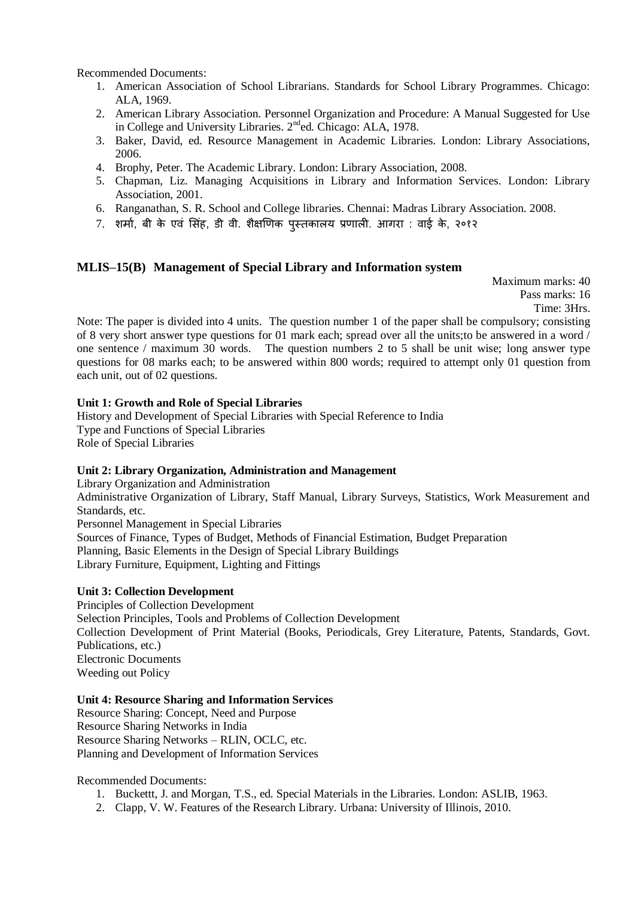Recommended Documents:

1. American Association of School Librarians. Standards for School Library Programmes. Chicago: ALA, 1969.
2. American Library Association. Personnel Organization and Procedure: A Manual Suggested for Use in College and University Libraries. 2nd ed. Chicago: ALA, 1978.
3. Baker, David, ed. Resource Management in Academic Libraries. London: Library Associations, 2006.
4. Brophy, Peter. The Academic Library. London: Library Association, 2008.
5. Chapman, Liz. Managing Acquisitions in Library and Information Services. London: Library Association, 2001.
6. Ranganathan, S. R. School and College libraries. Chennai: Madras Library Association. 2008.
7. शर्मा, बी के एवं सिंह, डी वी. शैक्षणिक पुस्तकालय प्रणाली. आगरा : वाई के, २०१२

## MLIS–15(B) Management of Special Library and Information system

Maximum marks: 40
Pass marks: 16
Time: 3Hrs.

Note: The paper is divided into 4 units. The question number 1 of the paper shall be compulsory; consisting of 8 very short answer type questions for 01 mark each; spread over all the units;to be answered in a word / one sentence / maximum 30 words. The question numbers 2 to 5 shall be unit wise; long answer type questions for 08 marks each; to be answered within 800 words; required to attempt only 01 question from each unit, out of 02 questions.

**Unit 1: Growth and Role of Special Libraries**

History and Development of Special Libraries with Special Reference to India
Type and Functions of Special Libraries
Role of Special Libraries

**Unit 2: Library Organization, Administration and Management**

Library Organization and Administration
Administrative Organization of Library, Staff Manual, Library Surveys, Statistics, Work Measurement and Standards, etc.
Personnel Management in Special Libraries
Sources of Finance, Types of Budget, Methods of Financial Estimation, Budget Preparation
Planning, Basic Elements in the Design of Special Library Buildings
Library Furniture, Equipment, Lighting and Fittings

**Unit 3: Collection Development**

Principles of Collection Development
Selection Principles, Tools and Problems of Collection Development
Collection Development of Print Material (Books, Periodicals, Grey Literature, Patents, Standards, Govt. Publications, etc.)
Electronic Documents
Weeding out Policy

**Unit 4: Resource Sharing and Information Services**

Resource Sharing: Concept, Need and Purpose
Resource Sharing Networks in India
Resource Sharing Networks – RLIN, OCLC, etc.
Planning and Development of Information Services

Recommended Documents:

1. Buckettt, J. and Morgan, T.S., ed. Special Materials in the Libraries. London: ASLIB, 1963.
2. Clapp, V. W. Features of the Research Library. Urbana: University of Illinois, 2010.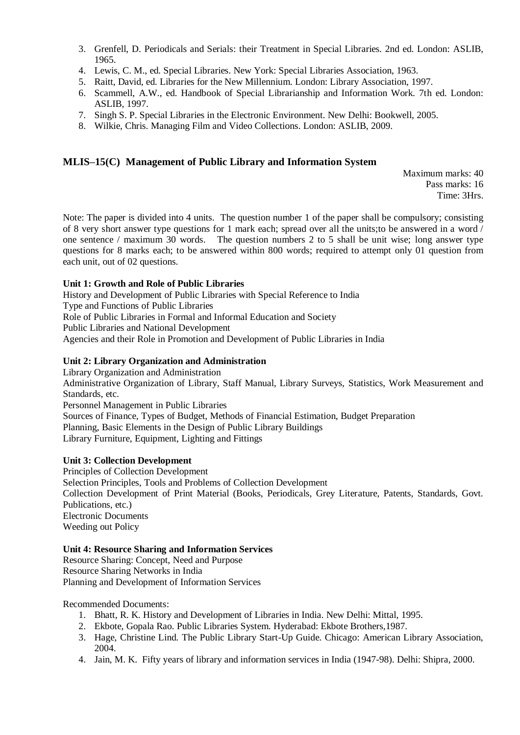3. Grenfell, D. Periodicals and Serials: their Treatment in Special Libraries. 2nd ed. London: ASLIB, 1965.
4. Lewis, C. M., ed. Special Libraries. New York: Special Libraries Association, 1963.
5. Raitt, David, ed. Libraries for the New Millennium. London: Library Association, 1997.
6. Scammell, A.W., ed. Handbook of Special Librarianship and Information Work. 7th ed. London: ASLIB, 1997.
7. Singh S. P. Special Libraries in the Electronic Environment. New Delhi: Bookwell, 2005.
8. Wilkie, Chris. Managing Film and Video Collections. London: ASLIB, 2009.

## MLIS–15(C) Management of Public Library and Information System

Maximum marks: 40
Pass marks: 16
Time: 3Hrs.

Note: The paper is divided into 4 units. The question number 1 of the paper shall be compulsory; consisting of 8 very short answer type questions for 1 mark each; spread over all the units;to be answered in a word / one sentence / maximum 30 words. The question numbers 2 to 5 shall be unit wise; long answer type questions for 8 marks each; to be answered within 800 words; required to attempt only 01 question from each unit, out of 02 questions.

**Unit 1: Growth and Role of Public Libraries**

History and Development of Public Libraries with Special Reference to India
Type and Functions of Public Libraries
Role of Public Libraries in Formal and Informal Education and Society
Public Libraries and National Development
Agencies and their Role in Promotion and Development of Public Libraries in India

**Unit 2: Library Organization and Administration**

Library Organization and Administration
Administrative Organization of Library, Staff Manual, Library Surveys, Statistics, Work Measurement and Standards, etc.
Personnel Management in Public Libraries
Sources of Finance, Types of Budget, Methods of Financial Estimation, Budget Preparation
Planning, Basic Elements in the Design of Public Library Buildings
Library Furniture, Equipment, Lighting and Fittings

**Unit 3: Collection Development**

Principles of Collection Development
Selection Principles, Tools and Problems of Collection Development
Collection Development of Print Material (Books, Periodicals, Grey Literature, Patents, Standards, Govt. Publications, etc.)
Electronic Documents
Weeding out Policy

**Unit 4: Resource Sharing and Information Services**

Resource Sharing: Concept, Need and Purpose
Resource Sharing Networks in India
Planning and Development of Information Services

Recommended Documents:

1. Bhatt, R. K. History and Development of Libraries in India. New Delhi: Mittal, 1995.
2. Ekbote, Gopala Rao. Public Libraries System. Hyderabad: Ekbote Brothers,1987.
3. Hage, Christine Lind. The Public Library Start-Up Guide. Chicago: American Library Association, 2004.
4. Jain, M. K. Fifty years of library and information services in India (1947-98). Delhi: Shipra, 2000.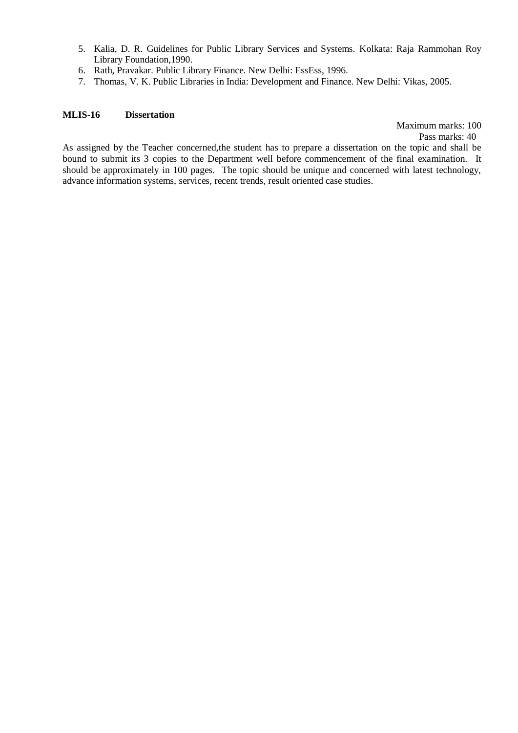5. Kalia, D. R. Guidelines for Public Library Services and Systems. Kolkata: Raja Rammohan Roy Library Foundation,1990.
6. Rath, Pravakar. Public Library Finance. New Delhi: EssEss, 1996.
7. Thomas, V. K. Public Libraries in India: Development and Finance. New Delhi: Vikas, 2005.

**MLIS-16 Dissertation**

Maximum marks: 100
Pass marks: 40

As assigned by the Teacher concerned,the student has to prepare a dissertation on the topic and shall be bound to submit its 3 copies to the Department well before commencement of the final examination. It should be approximately in 100 pages. The topic should be unique and concerned with latest technology, advance information systems, services, recent trends, result oriented case studies.